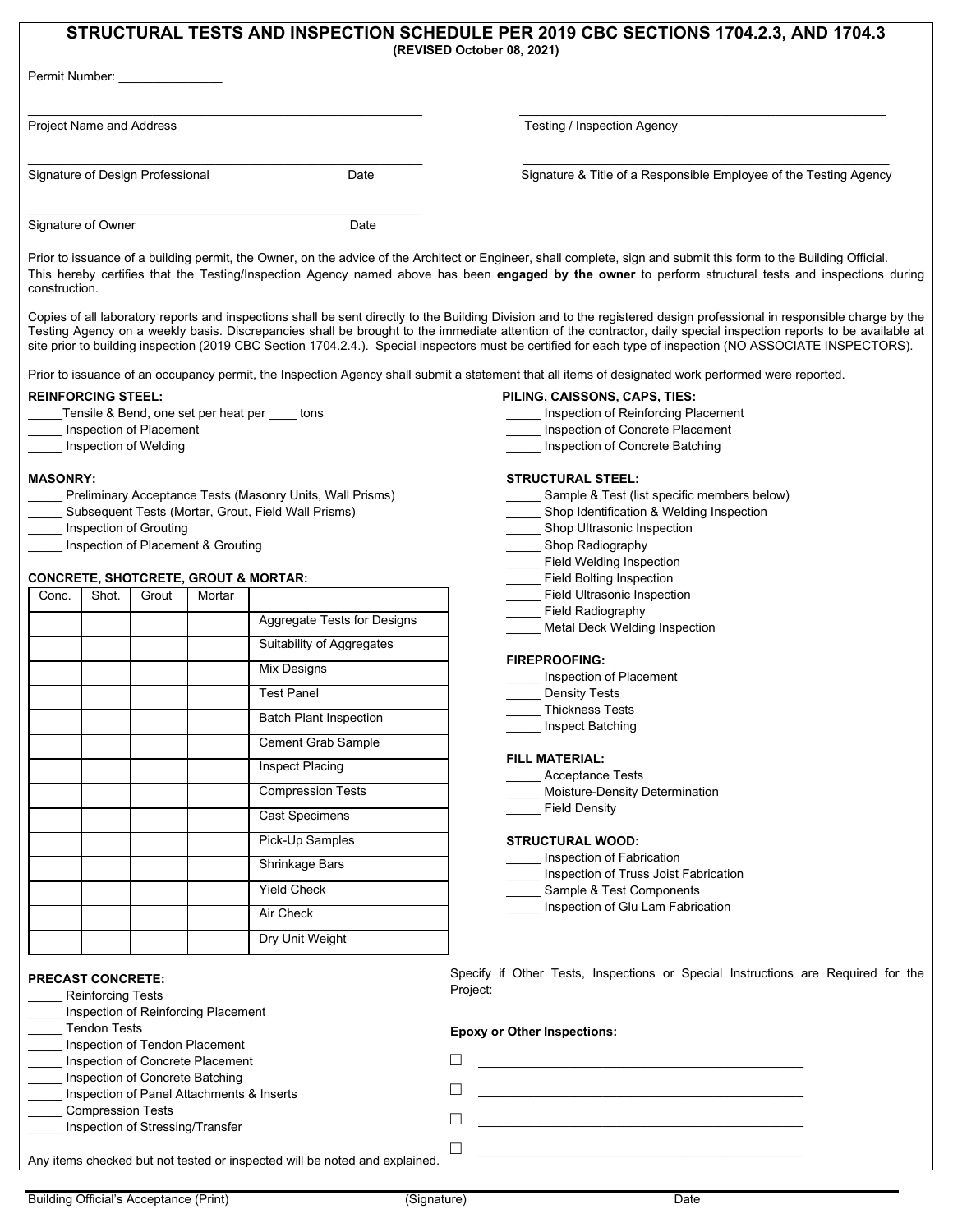# STRUCTURAL TESTS AND INSPECTION SCHEDULE PER 2019 CBC SECTIONS 1704.2.3, AND 1704.3

**(REVISED October 08, 2021)**

Permit Number: _______________

_______________________________________________
Project Name and Address

_______________________________________________
Testing / Inspection Agency

_______________________________________________
Signature of Design Professional Date

_______________________________________________
Signature & Title of a Responsible Employee of the Testing Agency

_______________________________________________
Signature of Owner Date

Prior to issuance of a building permit, the Owner, on the advice of the Architect or Engineer, shall complete, sign and submit this form to the Building Official. This hereby certifies that the Testing/Inspection Agency named above has been **engaged by the owner** to perform structural tests and inspections during construction.

Copies of all laboratory reports and inspections shall be sent directly to the Building Division and to the registered design professional in responsible charge by the Testing Agency on a weekly basis. Discrepancies shall be brought to the immediate attention of the contractor, daily special inspection reports to be available at site prior to building inspection (2019 CBC Section 1704.2.4.). Special inspectors must be certified for each type of inspection (NO ASSOCIATE INSPECTORS).

Prior to issuance of an occupancy permit, the Inspection Agency shall submit a statement that all items of designated work performed were reported.

**REINFORCING STEEL:**

_____Tensile & Bend, one set per heat per ____ tons
_____ Inspection of Placement
_____ Inspection of Welding

**MASONRY:**

_____ Preliminary Acceptance Tests (Masonry Units, Wall Prisms)
_____ Subsequent Tests (Mortar, Grout, Field Wall Prisms)
_____ Inspection of Grouting
_____ Inspection of Placement & Grouting

**CONCRETE, SHOTCRETE, GROUT & MORTAR:**

| Conc. | Shot. | Grout | Mortar | |
|---|---|---|---|---|
| | | | | Aggregate Tests for Designs |
| | | | | Suitability of Aggregates |
| | | | | Mix Designs |
| | | | | Test Panel |
| | | | | Batch Plant Inspection |
| | | | | Cement Grab Sample |
| | | | | Inspect Placing |
| | | | | Compression Tests |
| | | | | Cast Specimens |
| | | | | Pick-Up Samples |
| | | | | Shrinkage Bars |
| | | | | Yield Check |
| | | | | Air Check |
| | | | | Dry Unit Weight |

**PRECAST CONCRETE:**

_____ Reinforcing Tests
_____ Inspection of Reinforcing Placement
_____ Tendon Tests
_____ Inspection of Tendon Placement
_____ Inspection of Concrete Placement
_____ Inspection of Concrete Batching
_____ Inspection of Panel Attachments & Inserts
_____ Compression Tests
_____ Inspection of Stressing/Transfer

Any items checked but not tested or inspected will be noted and explained.

**PILING, CAISSONS, CAPS, TIES:**

_____ Inspection of Reinforcing Placement
_____ Inspection of Concrete Placement
_____ Inspection of Concrete Batching

**STRUCTURAL STEEL:**

_____ Sample & Test (list specific members below)
_____ Shop Identification & Welding Inspection
_____ Shop Ultrasonic Inspection
_____ Shop Radiography
_____ Field Welding Inspection
_____ Field Bolting Inspection
_____ Field Ultrasonic Inspection
_____ Field Radiography
_____ Metal Deck Welding Inspection

**FIREPROOFING:**

_____ Inspection of Placement
_____ Density Tests
_____ Thickness Tests
_____ Inspect Batching

**FILL MATERIAL:**

_____ Acceptance Tests
_____ Moisture-Density Determination
_____ Field Density

**STRUCTURAL WOOD:**

_____ Inspection of Fabrication
_____ Inspection of Truss Joist Fabrication
_____ Sample & Test Components
_____ Inspection of Glu Lam Fabrication

Specify if Other Tests, Inspections or Special Instructions are Required for the Project:

**Epoxy or Other Inspections:**

☐ _______________________________________________
☐ _______________________________________________
☐ _______________________________________________
☐ _______________________________________________

Building Official's Acceptance (Print) (Signature) Date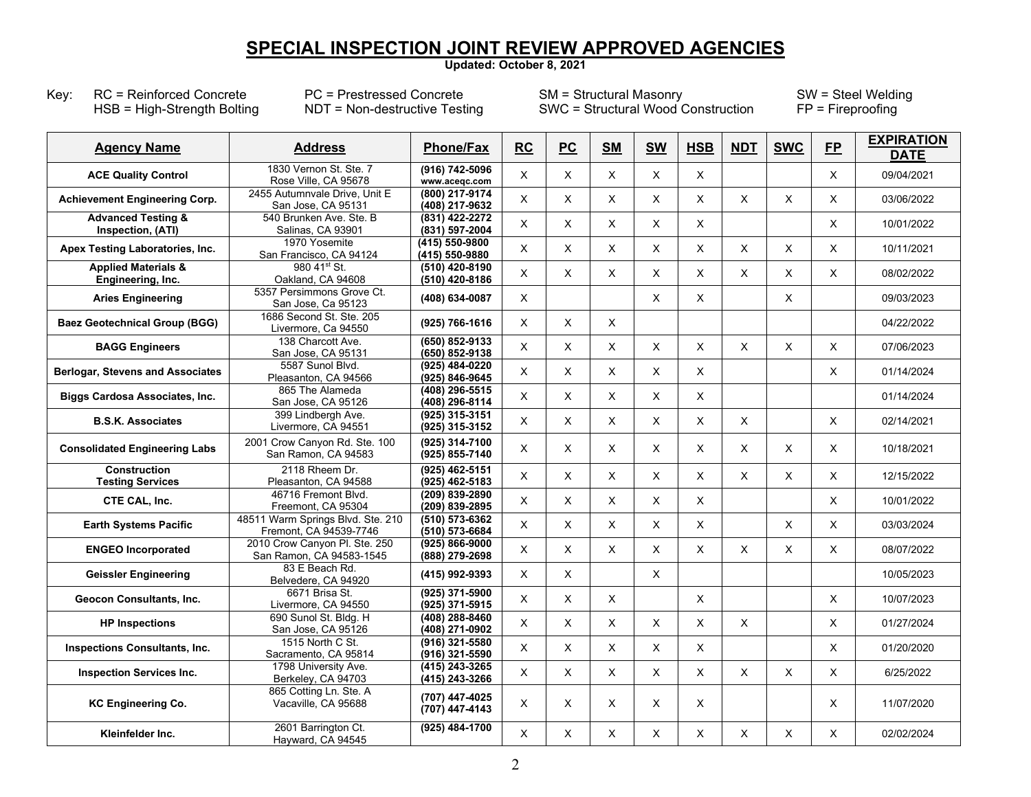# SPECIAL INSPECTION JOINT REVIEW APPROVED AGENCIES

**Updated: October 8, 2021**

Key: RC = Reinforced Concrete, PC = Prestressed Concrete, SM = Structural Masonry, SW = Steel Welding, HSB = High-Strength Bolting, NDT = Non-destructive Testing, SWC = Structural Wood Construction, FP = Fireproofing

| Agency Name | Address | Phone/Fax | RC | PC | SM | SW | HSB | NDT | SWC | FP | EXPIRATION DATE |
|---|---|---|---|---|---|---|---|---|---|---|---|
| **ACE Quality Control** | 1830 Vernon St. Ste. 7<br>Rose Ville, CA 95678 | **(916) 742-5096**<br>**www.aceqc.com** | X | X | X | X | X | | | X | 09/04/2021 |
| **Achievement Engineering Corp.** | 2455 Autumnvale Drive, Unit E<br>San Jose, CA 95131 | **(800) 217-9174**<br>**(408) 217-9632** | X | X | X | X | X | X | X | X | 03/06/2022 |
| **Advanced Testing & Inspection, (ATI)** | 540 Brunken Ave. Ste. B<br>Salinas, CA 93901 | **(831) 422-2272**<br>**(831) 597-2004** | X | X | X | X | X | | | X | 10/01/2022 |
| **Apex Testing Laboratories, Inc.** | 1970 Yosemite<br>San Francisco, CA 94124 | **(415) 550-9800**<br>**(415) 550-9880** | X | X | X | X | X | X | X | X | 10/11/2021 |
| **Applied Materials & Engineering, Inc.** | 980 41st St.<br>Oakland, CA 94608 | **(510) 420-8190**<br>**(510) 420-8186** | X | X | X | X | X | X | X | X | 08/02/2022 |
| **Aries Engineering** | 5357 Persimmons Grove Ct.<br>San Jose, Ca 95123 | **(408) 634-0087** | X | | | X | X | | X | | 09/03/2023 |
| **Baez Geotechnical Group (BGG)** | 1686 Second St. Ste. 205<br>Livermore, Ca 94550 | **(925) 766-1616** | X | X | X | | | | | | 04/22/2022 |
| **BAGG Engineers** | 138 Charcott Ave.<br>San Jose, CA 95131 | **(650) 852-9133**<br>**(650) 852-9138** | X | X | X | X | X | X | X | X | 07/06/2023 |
| **Berlogar, Stevens and Associates** | 5587 Sunol Blvd.<br>Pleasanton, CA 94566 | **(925) 484-0220**<br>**(925) 846-9645** | X | X | X | X | X | | | X | 01/14/2024 |
| **Biggs Cardosa Associates, Inc.** | 865 The Alameda<br>San Jose, CA 95126 | **(408) 296-5515**<br>**(408) 296-8114** | X | X | X | X | X | | | | 01/14/2024 |
| **B.S.K. Associates** | 399 Lindbergh Ave.<br>Livermore, CA 94551 | **(925) 315-3151**<br>**(925) 315-3152** | X | X | X | X | X | X | | X | 02/14/2021 |
| **Consolidated Engineering Labs** | 2001 Crow Canyon Rd. Ste. 100<br>San Ramon, CA 94583 | **(925) 314-7100**<br>**(925) 855-7140** | X | X | X | X | X | X | X | X | 10/18/2021 |
| **Construction Testing Services** | 2118 Rheem Dr.<br>Pleasanton, CA 94588 | **(925) 462-5151**<br>**(925) 462-5183** | X | X | X | X | X | X | X | X | 12/15/2022 |
| **CTE CAL, Inc.** | 46716 Fremont Blvd.<br>Freemont, CA 95304 | **(209) 839-2890**<br>**(209) 839-2895** | X | X | X | X | X | | | X | 10/01/2022 |
| **Earth Systems Pacific** | 48511 Warm Springs Blvd. Ste. 210<br>Fremont, CA 94539-7746 | **(510) 573-6362**<br>**(510) 573-6684** | X | X | X | X | X | | X | X | 03/03/2024 |
| **ENGEO Incorporated** | 2010 Crow Canyon Pl. Ste. 250<br>San Ramon, CA 94583-1545 | **(925) 866-9000**<br>**(888) 279-2698** | X | X | X | X | X | X | X | X | 08/07/2022 |
| **Geissler Engineering** | 83 E Beach Rd.<br>Belvedere, CA 94920 | **(415) 992-9393** | X | X | | X | | | | | 10/05/2023 |
| **Geocon Consultants, Inc.** | 6671 Brisa St.<br>Livermore, CA 94550 | **(925) 371-5900**<br>**(925) 371-5915** | X | X | X | | X | | | X | 10/07/2023 |
| **HP Inspections** | 690 Sunol St. Bldg. H<br>San Jose, CA 95126 | **(408) 288-8460**<br>**(408) 271-0902** | X | X | X | X | X | X | | X | 01/27/2024 |
| **Inspections Consultants, Inc.** | 1515 North C St.<br>Sacramento, CA 95814 | **(916) 321-5580**<br>**(916) 321-5590** | X | X | X | X | X | | | X | 01/20/2020 |
| **Inspection Services Inc.** | 1798 University Ave.<br>Berkeley, CA 94703 | **(415) 243-3265**<br>**(415) 243-3266** | X | X | X | X | X | X | X | X | 6/25/2022 |
| **KC Engineering Co.** | 865 Cotting Ln. Ste. A<br>Vacaville, CA 95688 | **(707) 447-4025**<br>**(707) 447-4143** | X | X | X | X | X | | | X | 11/07/2020 |
| **Kleinfelder Inc.** | 2601 Barrington Ct.<br>Hayward, CA 94545 | **(925) 484-1700** | X | X | X | X | X | X | X | X | 02/02/2024 |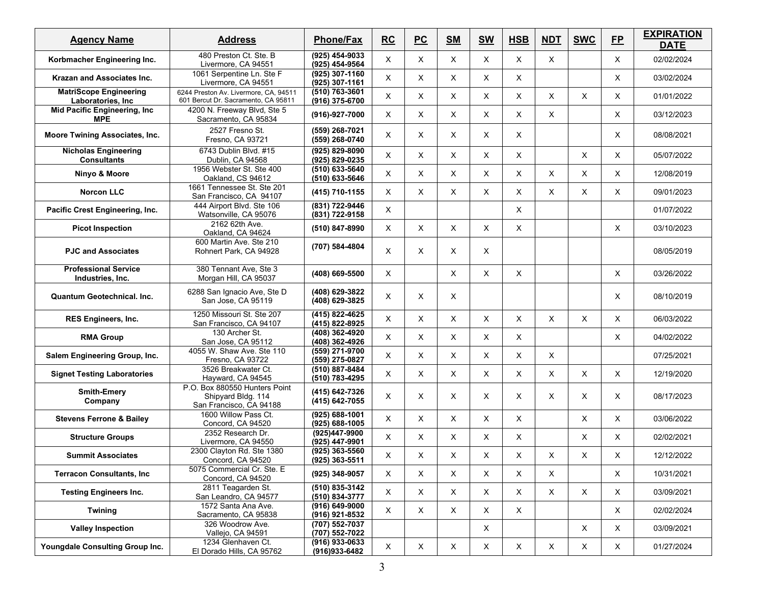| **Agency Name** | **Address** | **Phone/Fax** | **RC** | **PC** | **SM** | **SW** | **HSB** | **NDT** | **SWC** | **FP** | **EXPIRATION DATE** |
|---|---|---|---|---|---|---|---|---|---|---|---|
| **Korbmacher Engineering Inc.** | 480 Preston Ct. Ste. B Livermore, CA 94551 | **(925) 454-9033 (925) 454-9564** | X | X | X | X | X | X | | X | 02/02/2024 |
| **Krazan and Associates Inc.** | 1061 Serpentine Ln. Ste F Livermore, CA 94551 | **(925) 307-1160 (925) 307-1161** | X | X | X | X | X | | | X | 03/02/2024 |
| **MatriScope Engineering Laboratories, Inc** | 6244 Preston Av. Livermore, CA, 94511 601 Bercut Dr. Sacramento, CA 95811 | **(510) 763-3601 (916) 375-6700** | X | X | X | X | X | X | X | X | 01/01/2022 |
| **Mid Pacific Engineering, Inc MPE** | 4200 N. Freeway Blvd, Ste 5 Sacramento, CA 95834 | **(916)-927-7000** | X | X | X | X | X | X | | X | 03/12/2023 |
| **Moore Twining Associates, Inc.** | 2527 Fresno St. Fresno, CA 93721 | **(559) 268-7021 (559) 268-0740** | X | X | X | X | X | | | X | 08/08/2021 |
| **Nicholas Engineering Consultants** | 6743 Dublin Blvd. #15 Dublin, CA 94568 | **(925) 829-8090 (925) 829-0235** | X | X | X | X | X | | X | X | 05/07/2022 |
| **Ninyo & Moore** | 1956 Webster St. Ste 400 Oakland, CS 94612 | **(510) 633-5640 (510) 633-5646** | X | X | X | X | X | X | X | X | 12/08/2019 |
| **Norcon LLC** | 1661 Tennessee St. Ste 201 San Francisco, CA 94107 | **(415) 710-1155** | X | X | X | X | X | X | X | X | 09/01/2023 |
| **Pacific Crest Engineering, Inc.** | 444 Airport Blvd. Ste 106 Watsonville, CA 95076 | **(831) 722-9446 (831) 722-9158** | X | | | | X | | | | 01/07/2022 |
| **Picot Inspection** | 2162 62th Ave. Oakland, CA 94624 | **(510) 847-8990** | X | X | X | X | X | | | X | 03/10/2023 |
| **PJC and Associates** | 600 Martin Ave. Ste 210 Rohnert Park, CA 94928 | **(707) 584-4804** | X | X | X | X | | | | | 08/05/2019 |
| **Professional Service Industries, Inc.** | 380 Tennant Ave, Ste 3 Morgan Hill, CA 95037 | **(408) 669-5500** | X | | X | X | X | | | X | 03/26/2022 |
| **Quantum Geotechnical. Inc.** | 6288 San Ignacio Ave, Ste D San Jose, CA 95119 | **(408) 629-3822 (408) 629-3825** | X | X | X | | | | | X | 08/10/2019 |
| **RES Engineers, Inc.** | 1250 Missouri St. Ste 207 San Francisco, CA 94107 | **(415) 822-4625 (415) 822-8925** | X | X | X | X | X | X | X | X | 06/03/2022 |
| **RMA Group** | 130 Archer St. San Jose, CA 95112 | **(408) 362-4920 (408) 362-4926** | X | X | X | X | X | | | X | 04/02/2022 |
| **Salem Engineering Group, Inc.** | 4055 W. Shaw Ave. Ste 110 Fresno, CA 93722 | **(559) 271-9700 (559) 275-0827** | X | X | X | X | X | X | | | 07/25/2021 |
| **Signet Testing Laboratories** | 3526 Breakwater Ct. Hayward, CA 94545 | **(510) 887-8484 (510) 783-4295** | X | X | X | X | X | X | X | X | 12/19/2020 |
| **Smith-Emery Company** | P.O. Box 880550 Hunters Point Shipyard Bldg. 114 San Francisco, CA 94188 | **(415) 642-7326 (415) 642-7055** | X | X | X | X | X | X | X | X | 08/17/2023 |
| **Stevens Ferrone & Bailey** | 1600 Willow Pass Ct. Concord, CA 94520 | **(925) 688-1001 (925) 688-1005** | X | X | X | X | X | | X | X | 03/06/2022 |
| **Structure Groups** | 2352 Research Dr. Livermore, CA 94550 | **(925)447-9900 (925) 447-9901** | X | X | X | X | X | | X | X | 02/02/2021 |
| **Summit Associates** | 2300 Clayton Rd. Ste 1380 Concord, CA 94520 | **(925) 363-5560 (925) 363-5511** | X | X | X | X | X | X | X | X | 12/12/2022 |
| **Terracon Consultants, Inc** | 5075 Commercial Cr. Ste. E Concord, CA 94520 | **(925) 348-9057** | X | X | X | X | X | X | | X | 10/31/2021 |
| **Testing Engineers Inc.** | 2811 Teagarden St. San Leandro, CA 94577 | **(510) 835-3142 (510) 834-3777** | X | X | X | X | X | X | X | X | 03/09/2021 |
| **Twining** | 1572 Santa Ana Ave. Sacramento, CA 95838 | **(916) 649-9000 (916) 921-8532** | X | X | X | X | X | | | X | 02/02/2024 |
| **Valley Inspection** | 326 Woodrow Ave. Vallejo, CA 94591 | **(707) 552-7037 (707) 552-7022** | | | | X | | | X | X | 03/09/2021 |
| **Youngdale Consulting Group Inc.** | 1234 Glenhaven Ct. El Dorado Hills, CA 95762 | **(916) 933-0633 (916)933-6482** | X | X | X | X | X | X | X | X | 01/27/2024 |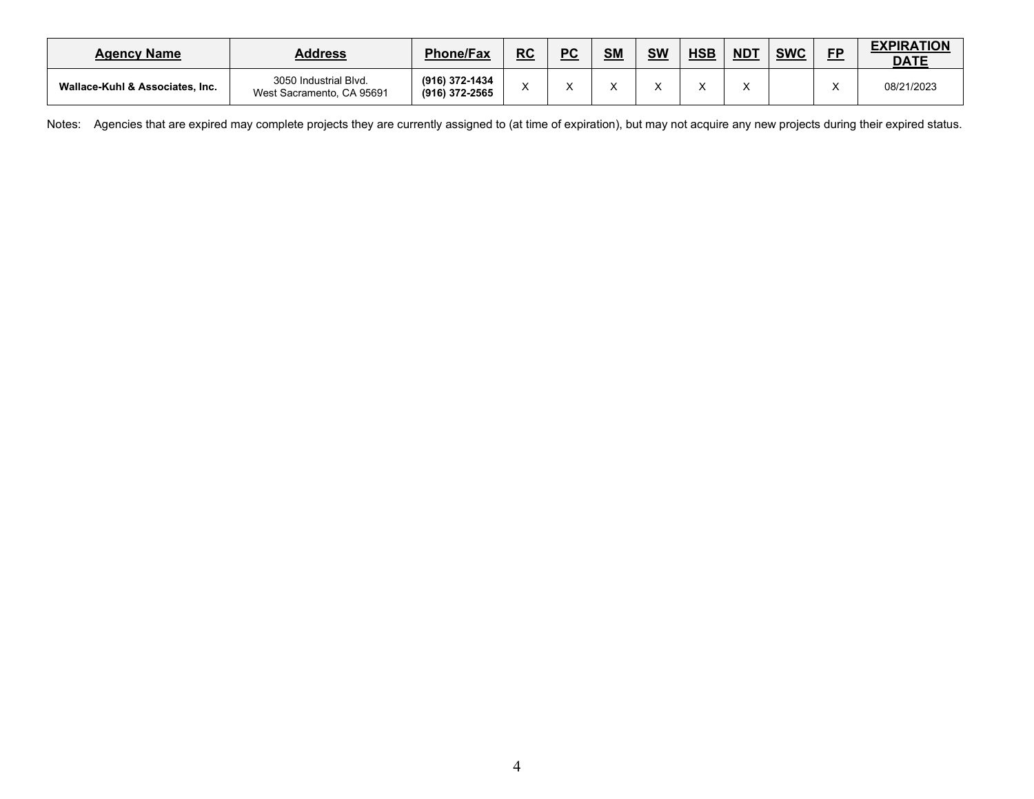| Agency Name | Address | Phone/Fax | RC | PC | SM | SW | HSB | NDT | SWC | FP | EXPIRATION DATE |
|---|---|---|---|---|---|---|---|---|---|---|---|
| **Wallace-Kuhl & Associates, Inc.** | 3050 Industrial Blvd.<br>West Sacramento, CA 95691 | **(916) 372-1434**<br>**(916) 372-2565** | X | X | X | X | X | X | | X | 08/21/2023 |

Notes: Agencies that are expired may complete projects they are currently assigned to (at time of expiration), but may not acquire any new projects during their expired status.